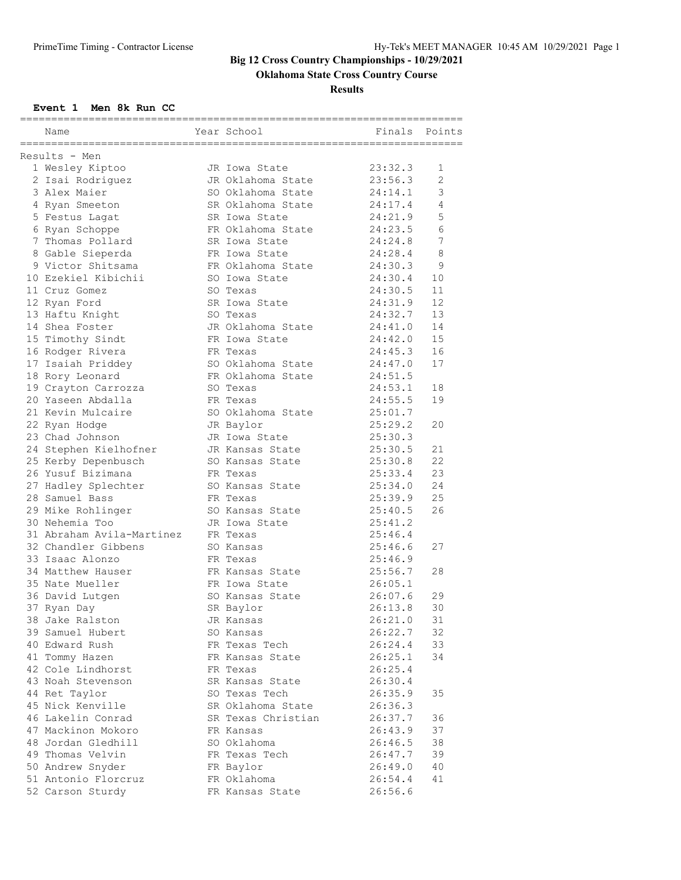# Big 12 Cross Country Championships - 10/29/2021

## Oklahoma State Cross Country Course

### Results

**Event 1 Men 8k Run CC**

| | Name | Year | School | Finals | Points |
|---|---|---|---|---|---|
| **Results - Men** | | | | | |
| 1 | Wesley Kiptoo | JR | Iowa State | 23:32.3 | 1 |
| 2 | Isai Rodriguez | JR | Oklahoma State | 23:56.3 | 2 |
| 3 | Alex Maier | SO | Oklahoma State | 24:14.1 | 3 |
| 4 | Ryan Smeeton | SR | Oklahoma State | 24:17.4 | 4 |
| 5 | Festus Lagat | SR | Iowa State | 24:21.9 | 5 |
| 6 | Ryan Schoppe | FR | Oklahoma State | 24:23.5 | 6 |
| 7 | Thomas Pollard | SR | Iowa State | 24:24.8 | 7 |
| 8 | Gable Sieperda | FR | Iowa State | 24:28.4 | 8 |
| 9 | Victor Shitsama | FR | Oklahoma State | 24:30.3 | 9 |
| 10 | Ezekiel Kibichii | SO | Iowa State | 24:30.4 | 10 |
| 11 | Cruz Gomez | SO | Texas | 24:30.5 | 11 |
| 12 | Ryan Ford | SR | Iowa State | 24:31.9 | 12 |
| 13 | Haftu Knight | SO | Texas | 24:32.7 | 13 |
| 14 | Shea Foster | JR | Oklahoma State | 24:41.0 | 14 |
| 15 | Timothy Sindt | FR | Iowa State | 24:42.0 | 15 |
| 16 | Rodger Rivera | FR | Texas | 24:45.3 | 16 |
| 17 | Isaiah Priddey | SO | Oklahoma State | 24:47.0 | 17 |
| 18 | Rory Leonard | FR | Oklahoma State | 24:51.5 | |
| 19 | Crayton Carrozza | SO | Texas | 24:53.1 | 18 |
| 20 | Yaseen Abdalla | FR | Texas | 24:55.5 | 19 |
| 21 | Kevin Mulcaire | SO | Oklahoma State | 25:01.7 | |
| 22 | Ryan Hodge | JR | Baylor | 25:29.2 | 20 |
| 23 | Chad Johnson | JR | Iowa State | 25:30.3 | |
| 24 | Stephen Kielhofner | JR | Kansas State | 25:30.5 | 21 |
| 25 | Kerby Depenbusch | SO | Kansas State | 25:30.8 | 22 |
| 26 | Yusuf Bizimana | FR | Texas | 25:33.4 | 23 |
| 27 | Hadley Splechter | SO | Kansas State | 25:34.0 | 24 |
| 28 | Samuel Bass | FR | Texas | 25:39.9 | 25 |
| 29 | Mike Rohlinger | SO | Kansas State | 25:40.5 | 26 |
| 30 | Nehemia Too | JR | Iowa State | 25:41.2 | |
| 31 | Abraham Avila-Martinez | FR | Texas | 25:46.4 | |
| 32 | Chandler Gibbens | SO | Kansas | 25:46.6 | 27 |
| 33 | Isaac Alonzo | FR | Texas | 25:46.9 | |
| 34 | Matthew Hauser | FR | Kansas State | 25:56.7 | 28 |
| 35 | Nate Mueller | FR | Iowa State | 26:05.1 | |
| 36 | David Lutgen | SO | Kansas State | 26:07.6 | 29 |
| 37 | Ryan Day | SR | Baylor | 26:13.8 | 30 |
| 38 | Jake Ralston | JR | Kansas | 26:21.0 | 31 |
| 39 | Samuel Hubert | SO | Kansas | 26:22.7 | 32 |
| 40 | Edward Rush | FR | Texas Tech | 26:24.4 | 33 |
| 41 | Tommy Hazen | FR | Kansas State | 26:25.1 | 34 |
| 42 | Cole Lindhorst | FR | Texas | 26:25.4 | |
| 43 | Noah Stevenson | SR | Kansas State | 26:30.4 | |
| 44 | Ret Taylor | SO | Texas Tech | 26:35.9 | 35 |
| 45 | Nick Kenville | SR | Oklahoma State | 26:36.3 | |
| 46 | Lakelin Conrad | SR | Texas Christian | 26:37.7 | 36 |
| 47 | Mackinon Mokoro | FR | Kansas | 26:43.9 | 37 |
| 48 | Jordan Gledhill | SO | Oklahoma | 26:46.5 | 38 |
| 49 | Thomas Velvin | FR | Texas Tech | 26:47.7 | 39 |
| 50 | Andrew Snyder | FR | Baylor | 26:49.0 | 40 |
| 51 | Antonio Florcruz | FR | Oklahoma | 26:54.4 | 41 |
| 52 | Carson Sturdy | FR | Kansas State | 26:56.6 | |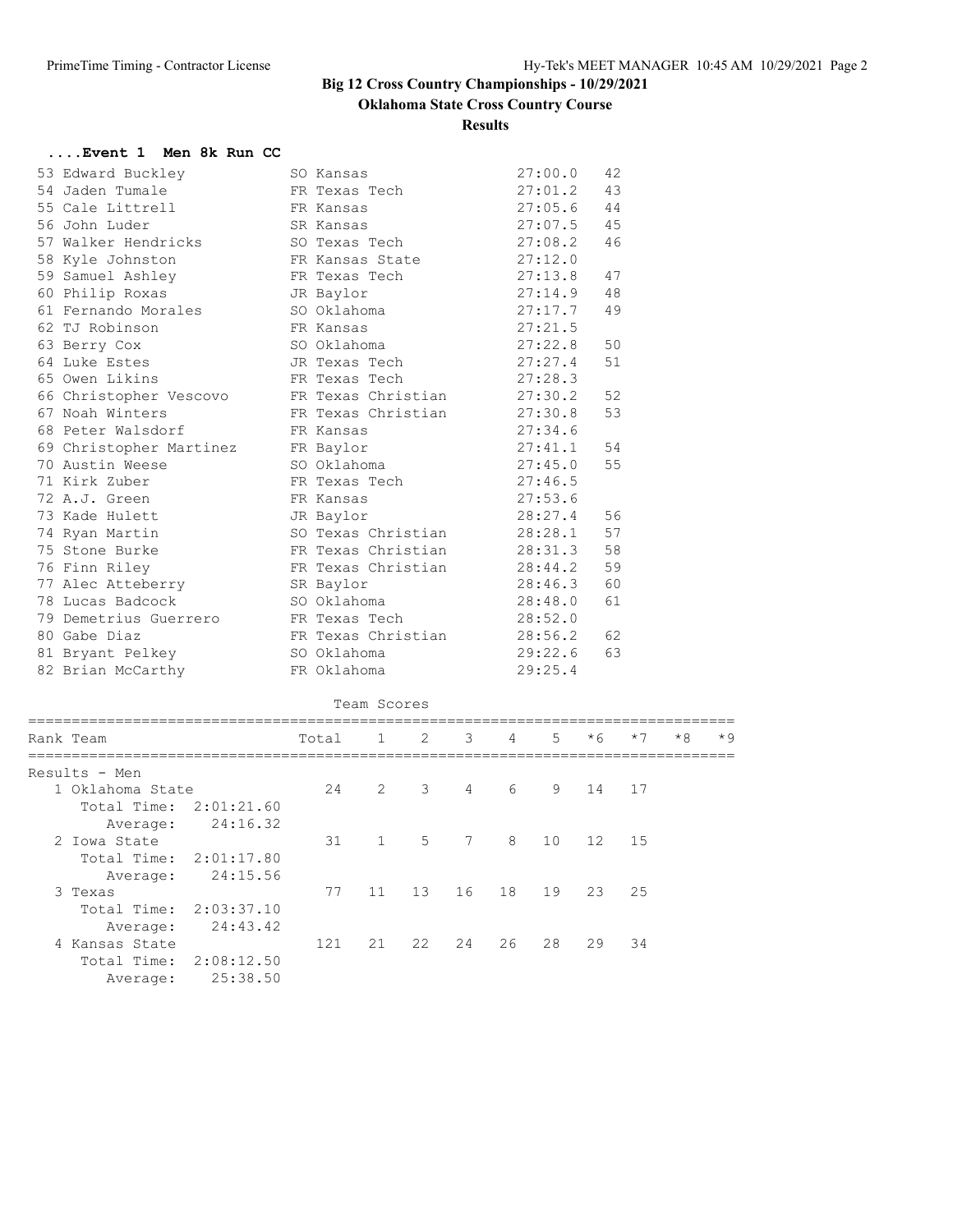# Big 12 Cross Country Championships - 10/29/2021

## Oklahoma State Cross Country Course

### Results

**....Event 1 Men 8k Run CC**

| Place | Name | Year | School | Time | Points |
|---|---|---|---|---|---|
| 53 | Edward Buckley | SO | Kansas | 27:00.0 | 42 |
| 54 | Jaden Tumale | FR | Texas Tech | 27:01.2 | 43 |
| 55 | Cale Littrell | FR | Kansas | 27:05.6 | 44 |
| 56 | John Luder | SR | Kansas | 27:07.5 | 45 |
| 57 | Walker Hendricks | SO | Texas Tech | 27:08.2 | 46 |
| 58 | Kyle Johnston | FR | Kansas State | 27:12.0 | |
| 59 | Samuel Ashley | FR | Texas Tech | 27:13.8 | 47 |
| 60 | Philip Roxas | JR | Baylor | 27:14.9 | 48 |
| 61 | Fernando Morales | SO | Oklahoma | 27:17.7 | 49 |
| 62 | TJ Robinson | FR | Kansas | 27:21.5 | |
| 63 | Berry Cox | SO | Oklahoma | 27:22.8 | 50 |
| 64 | Luke Estes | JR | Texas Tech | 27:27.4 | 51 |
| 65 | Owen Likins | FR | Texas Tech | 27:28.3 | |
| 66 | Christopher Vescovo | FR | Texas Christian | 27:30.2 | 52 |
| 67 | Noah Winters | FR | Texas Christian | 27:30.8 | 53 |
| 68 | Peter Walsdorf | FR | Kansas | 27:34.6 | |
| 69 | Christopher Martinez | FR | Baylor | 27:41.1 | 54 |
| 70 | Austin Weese | SO | Oklahoma | 27:45.0 | 55 |
| 71 | Kirk Zuber | FR | Texas Tech | 27:46.5 | |
| 72 | A.J. Green | FR | Kansas | 27:53.6 | |
| 73 | Kade Hulett | JR | Baylor | 28:27.4 | 56 |
| 74 | Ryan Martin | SO | Texas Christian | 28:28.1 | 57 |
| 75 | Stone Burke | FR | Texas Christian | 28:31.3 | 58 |
| 76 | Finn Riley | FR | Texas Christian | 28:44.2 | 59 |
| 77 | Alec Atteberry | SR | Baylor | 28:46.3 | 60 |
| 78 | Lucas Badcock | SO | Oklahoma | 28:48.0 | 61 |
| 79 | Demetrius Guerrero | FR | Texas Tech | 28:52.0 | |
| 80 | Gabe Diaz | FR | Texas Christian | 28:56.2 | 62 |
| 81 | Bryant Pelkey | SO | Oklahoma | 29:22.6 | 63 |
| 82 | Brian McCarthy | FR | Oklahoma | 29:25.4 | |

Team Scores

| Rank | Team | Total | 1 | 2 | 3 | 4 | 5 | *6 | *7 | *8 | *9 |
|---|---|---|---|---|---|---|---|---|---|---|---|
| Results - Men | | | | | | | | | | | |
| 1 | Oklahoma State | 24 | 2 | 3 | 4 | 6 | 9 | 14 | 17 | | |
| | Total Time: 2:01:21.60 | | | | | | | | | | |
| | Average: 24:16.32 | | | | | | | | | | |
| 2 | Iowa State | 31 | 1 | 5 | 7 | 8 | 10 | 12 | 15 | | |
| | Total Time: 2:01:17.80 | | | | | | | | | | |
| | Average: 24:15.56 | | | | | | | | | | |
| 3 | Texas | 77 | 11 | 13 | 16 | 18 | 19 | 23 | 25 | | |
| | Total Time: 2:03:37.10 | | | | | | | | | | |
| | Average: 24:43.42 | | | | | | | | | | |
| 4 | Kansas State | 121 | 21 | 22 | 24 | 26 | 28 | 29 | 34 | | |
| | Total Time: 2:08:12.50 | | | | | | | | | | |
| | Average: 25:38.50 | | | | | | | | | | |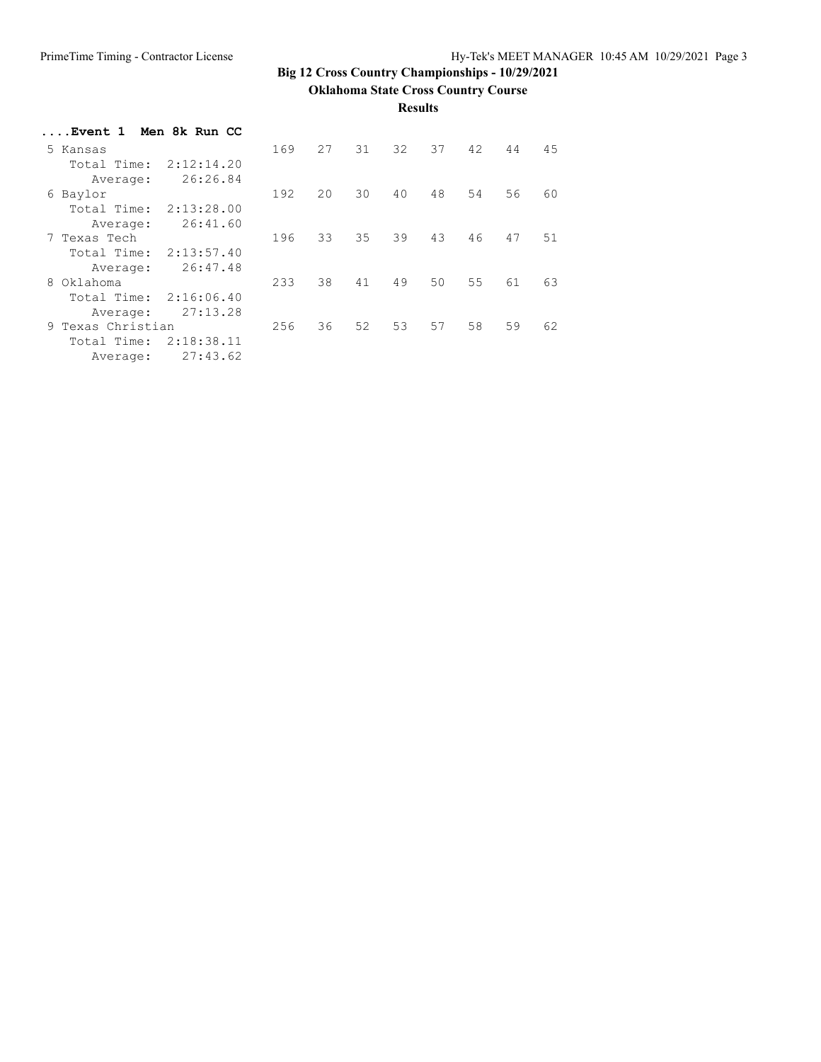# Big 12 Cross Country Championships - 10/29/2021

## Oklahoma State Cross Country Course

### Results

**....Event 1 Men 8k Run CC**

| Place | Team | Score | 1 | 2 | 3 | 4 | 5 | 6 | 7 |
|---|---|---|---|---|---|---|---|---|---|
| 5 | Kansas | 169 | 27 | 31 | 32 | 37 | 42 | 44 | 45 |
| | Total Time: 2:12:14.20 | | | | | | | | |
| | Average: 26:26.84 | | | | | | | | |
| 6 | Baylor | 192 | 20 | 30 | 40 | 48 | 54 | 56 | 60 |
| | Total Time: 2:13:28.00 | | | | | | | | |
| | Average: 26:41.60 | | | | | | | | |
| 7 | Texas Tech | 196 | 33 | 35 | 39 | 43 | 46 | 47 | 51 |
| | Total Time: 2:13:57.40 | | | | | | | | |
| | Average: 26:47.48 | | | | | | | | |
| 8 | Oklahoma | 233 | 38 | 41 | 49 | 50 | 55 | 61 | 63 |
| | Total Time: 2:16:06.40 | | | | | | | | |
| | Average: 27:13.28 | | | | | | | | |
| 9 | Texas Christian | 256 | 36 | 52 | 53 | 57 | 58 | 59 | 62 |
| | Total Time: 2:18:38.11 | | | | | | | | |
| | Average: 27:43.62 | | | | | | | | |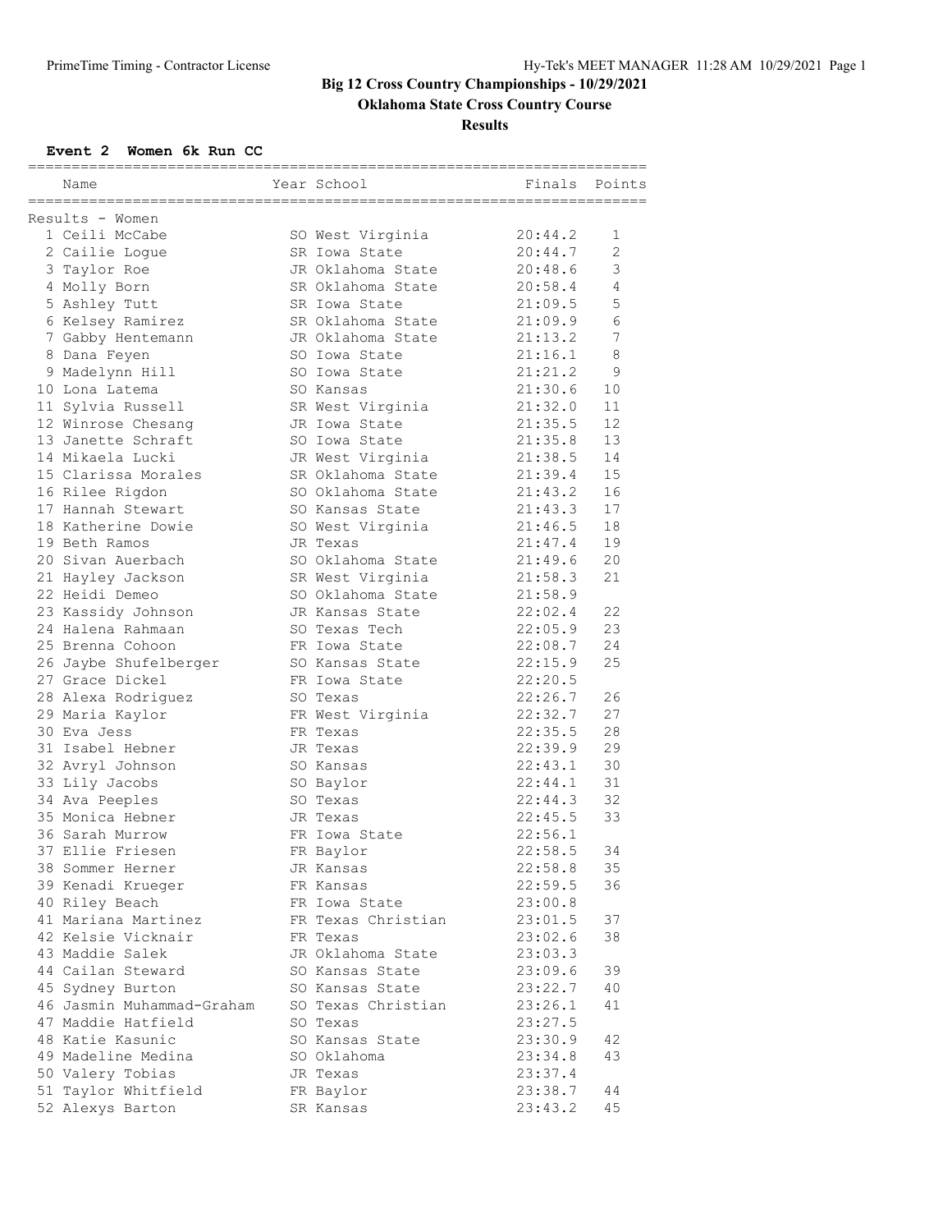# Big 12 Cross Country Championships - 10/29/2021

## Oklahoma State Cross Country Course

### Results

**Event 2 Women 6k Run CC**

Results - Women

| Place | Name | Year | School | Finals | Points |
|---|---|---|---|---|---|
| 1 | Ceili McCabe | SO | West Virginia | 20:44.2 | 1 |
| 2 | Cailie Logue | SR | Iowa State | 20:44.7 | 2 |
| 3 | Taylor Roe | JR | Oklahoma State | 20:48.6 | 3 |
| 4 | Molly Born | SR | Oklahoma State | 20:58.4 | 4 |
| 5 | Ashley Tutt | SR | Iowa State | 21:09.5 | 5 |
| 6 | Kelsey Ramirez | SR | Oklahoma State | 21:09.9 | 6 |
| 7 | Gabby Hentemann | JR | Oklahoma State | 21:13.2 | 7 |
| 8 | Dana Feyen | SO | Iowa State | 21:16.1 | 8 |
| 9 | Madelynn Hill | SO | Iowa State | 21:21.2 | 9 |
| 10 | Lona Latema | SO | Kansas | 21:30.6 | 10 |
| 11 | Sylvia Russell | SR | West Virginia | 21:32.0 | 11 |
| 12 | Winrose Chesang | JR | Iowa State | 21:35.5 | 12 |
| 13 | Janette Schraft | SO | Iowa State | 21:35.8 | 13 |
| 14 | Mikaela Lucki | JR | West Virginia | 21:38.5 | 14 |
| 15 | Clarissa Morales | SR | Oklahoma State | 21:39.4 | 15 |
| 16 | Rilee Rigdon | SO | Oklahoma State | 21:43.2 | 16 |
| 17 | Hannah Stewart | SO | Kansas State | 21:43.3 | 17 |
| 18 | Katherine Dowie | SO | West Virginia | 21:46.5 | 18 |
| 19 | Beth Ramos | JR | Texas | 21:47.4 | 19 |
| 20 | Sivan Auerbach | SO | Oklahoma State | 21:49.6 | 20 |
| 21 | Hayley Jackson | SR | West Virginia | 21:58.3 | 21 |
| 22 | Heidi Demeo | SO | Oklahoma State | 21:58.9 | |
| 23 | Kassidy Johnson | JR | Kansas State | 22:02.4 | 22 |
| 24 | Halena Rahmaan | SO | Texas Tech | 22:05.9 | 23 |
| 25 | Brenna Cohoon | FR | Iowa State | 22:08.7 | 24 |
| 26 | Jaybe Shufelberger | SO | Kansas State | 22:15.9 | 25 |
| 27 | Grace Dickel | FR | Iowa State | 22:20.5 | |
| 28 | Alexa Rodriguez | SO | Texas | 22:26.7 | 26 |
| 29 | Maria Kaylor | FR | West Virginia | 22:32.7 | 27 |
| 30 | Eva Jess | FR | Texas | 22:35.5 | 28 |
| 31 | Isabel Hebner | JR | Texas | 22:39.9 | 29 |
| 32 | Avryl Johnson | SO | Kansas | 22:43.1 | 30 |
| 33 | Lily Jacobs | SO | Baylor | 22:44.1 | 31 |
| 34 | Ava Peeples | SO | Texas | 22:44.3 | 32 |
| 35 | Monica Hebner | JR | Texas | 22:45.5 | 33 |
| 36 | Sarah Murrow | FR | Iowa State | 22:56.1 | |
| 37 | Ellie Friesen | FR | Baylor | 22:58.5 | 34 |
| 38 | Sommer Herner | JR | Kansas | 22:58.8 | 35 |
| 39 | Kenadi Krueger | FR | Kansas | 22:59.5 | 36 |
| 40 | Riley Beach | FR | Iowa State | 23:00.8 | |
| 41 | Mariana Martinez | FR | Texas Christian | 23:01.5 | 37 |
| 42 | Kelsie Vicknair | FR | Texas | 23:02.6 | 38 |
| 43 | Maddie Salek | JR | Oklahoma State | 23:03.3 | |
| 44 | Cailan Steward | SO | Kansas State | 23:09.6 | 39 |
| 45 | Sydney Burton | SO | Kansas State | 23:22.7 | 40 |
| 46 | Jasmin Muhammad-Graham | SO | Texas Christian | 23:26.1 | 41 |
| 47 | Maddie Hatfield | SO | Texas | 23:27.5 | |
| 48 | Katie Kasunic | SO | Kansas State | 23:30.9 | 42 |
| 49 | Madeline Medina | SO | Oklahoma | 23:34.8 | 43 |
| 50 | Valery Tobias | JR | Texas | 23:37.4 | |
| 51 | Taylor Whitfield | FR | Baylor | 23:38.7 | 44 |
| 52 | Alexys Barton | SR | Kansas | 23:43.2 | 45 |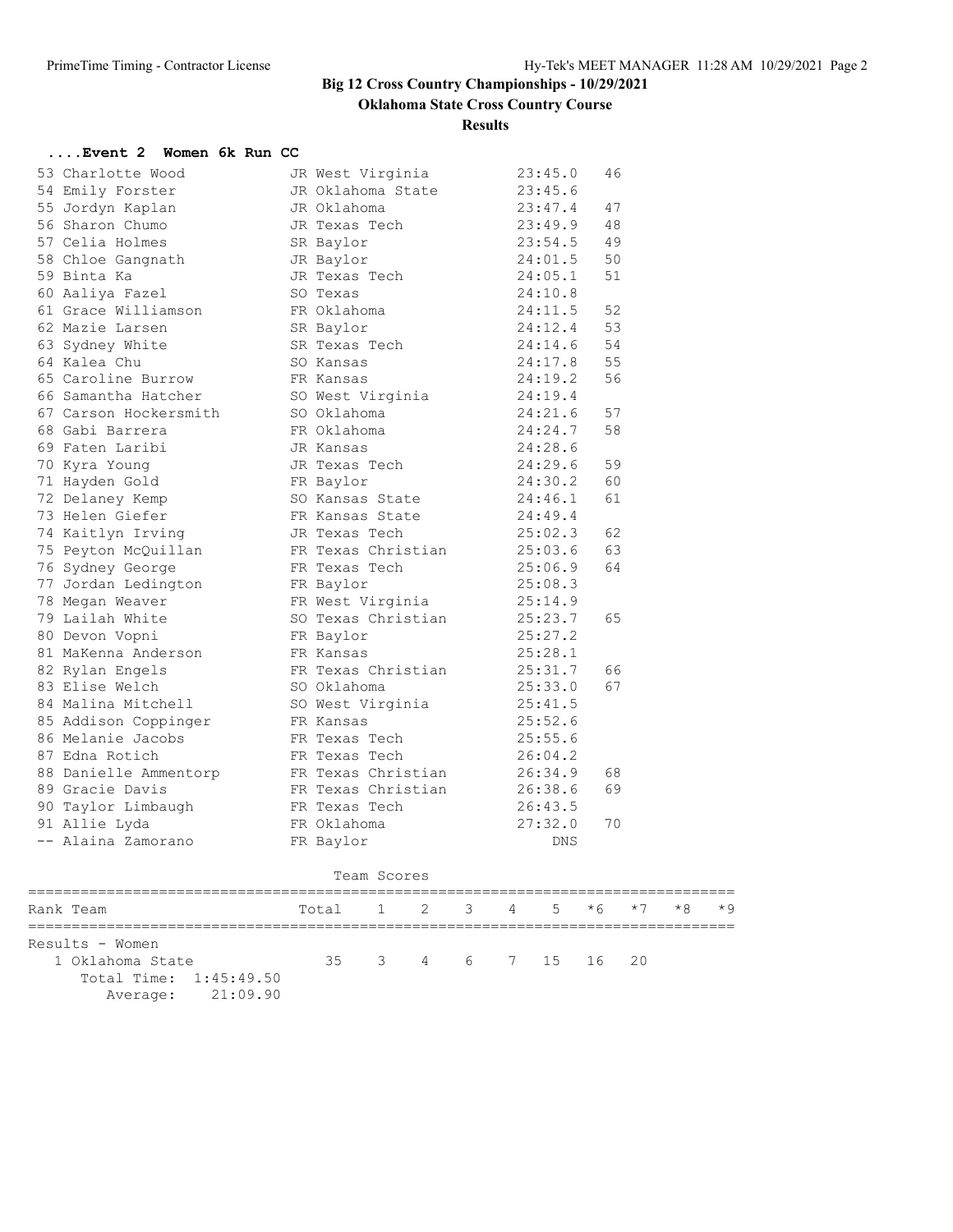## Big 12 Cross Country Championships - 10/29/2021

### Oklahoma State Cross Country Course

### Results

#### ....Event 2 Women 6k Run CC

| Place | Name | Year | School | Time | Points |
|---|---|---|---|---|---|
| 53 | Charlotte Wood | JR | West Virginia | 23:45.0 | 46 |
| 54 | Emily Forster | JR | Oklahoma State | 23:45.6 | |
| 55 | Jordyn Kaplan | JR | Oklahoma | 23:47.4 | 47 |
| 56 | Sharon Chumo | JR | Texas Tech | 23:49.9 | 48 |
| 57 | Celia Holmes | SR | Baylor | 23:54.5 | 49 |
| 58 | Chloe Gangnath | JR | Baylor | 24:01.5 | 50 |
| 59 | Binta Ka | JR | Texas Tech | 24:05.1 | 51 |
| 60 | Aaliya Fazel | SO | Texas | 24:10.8 | |
| 61 | Grace Williamson | FR | Oklahoma | 24:11.5 | 52 |
| 62 | Mazie Larsen | SR | Baylor | 24:12.4 | 53 |
| 63 | Sydney White | SR | Texas Tech | 24:14.6 | 54 |
| 64 | Kalea Chu | SO | Kansas | 24:17.8 | 55 |
| 65 | Caroline Burrow | FR | Kansas | 24:19.2 | 56 |
| 66 | Samantha Hatcher | SO | West Virginia | 24:19.4 | |
| 67 | Carson Hockersmith | SO | Oklahoma | 24:21.6 | 57 |
| 68 | Gabi Barrera | FR | Oklahoma | 24:24.7 | 58 |
| 69 | Faten Laribi | JR | Kansas | 24:28.6 | |
| 70 | Kyra Young | JR | Texas Tech | 24:29.6 | 59 |
| 71 | Hayden Gold | FR | Baylor | 24:30.2 | 60 |
| 72 | Delaney Kemp | SO | Kansas State | 24:46.1 | 61 |
| 73 | Helen Giefer | FR | Kansas State | 24:49.4 | |
| 74 | Kaitlyn Irving | JR | Texas Tech | 25:02.3 | 62 |
| 75 | Peyton McQuillan | FR | Texas Christian | 25:03.6 | 63 |
| 76 | Sydney George | FR | Texas Tech | 25:06.9 | 64 |
| 77 | Jordan Ledington | FR | Baylor | 25:08.3 | |
| 78 | Megan Weaver | FR | West Virginia | 25:14.9 | |
| 79 | Lailah White | SO | Texas Christian | 25:23.7 | 65 |
| 80 | Devon Vopni | FR | Baylor | 25:27.2 | |
| 81 | MaKenna Anderson | FR | Kansas | 25:28.1 | |
| 82 | Rylan Engels | FR | Texas Christian | 25:31.7 | 66 |
| 83 | Elise Welch | SO | Oklahoma | 25:33.0 | 67 |
| 84 | Malina Mitchell | SO | West Virginia | 25:41.5 | |
| 85 | Addison Coppinger | FR | Kansas | 25:52.6 | |
| 86 | Melanie Jacobs | FR | Texas Tech | 25:55.6 | |
| 87 | Edna Rotich | FR | Texas Tech | 26:04.2 | |
| 88 | Danielle Ammentorp | FR | Texas Christian | 26:34.9 | 68 |
| 89 | Gracie Davis | FR | Texas Christian | 26:38.6 | 69 |
| 90 | Taylor Limbaugh | FR | Texas Tech | 26:43.5 | |
| 91 | Allie Lyda | FR | Oklahoma | 27:32.0 | 70 |
| -- | Alaina Zamorano | FR | Baylor | DNS | |

Team Scores

| Rank | Team | Total | 1 | 2 | 3 | 4 | 5 | *6 | *7 | *8 | *9 |
|---|---|---|---|---|---|---|---|---|---|---|---|
| Results - Women | | | | | | | | | | | |
| 1 | Oklahoma State | 35 | 3 | 4 | 6 | 7 | 15 | 16 | 20 | | |
| | Total Time: 1:45:49.50 | | | | | | | | | | |
| | Average: 21:09.90 | | | | | | | | | | |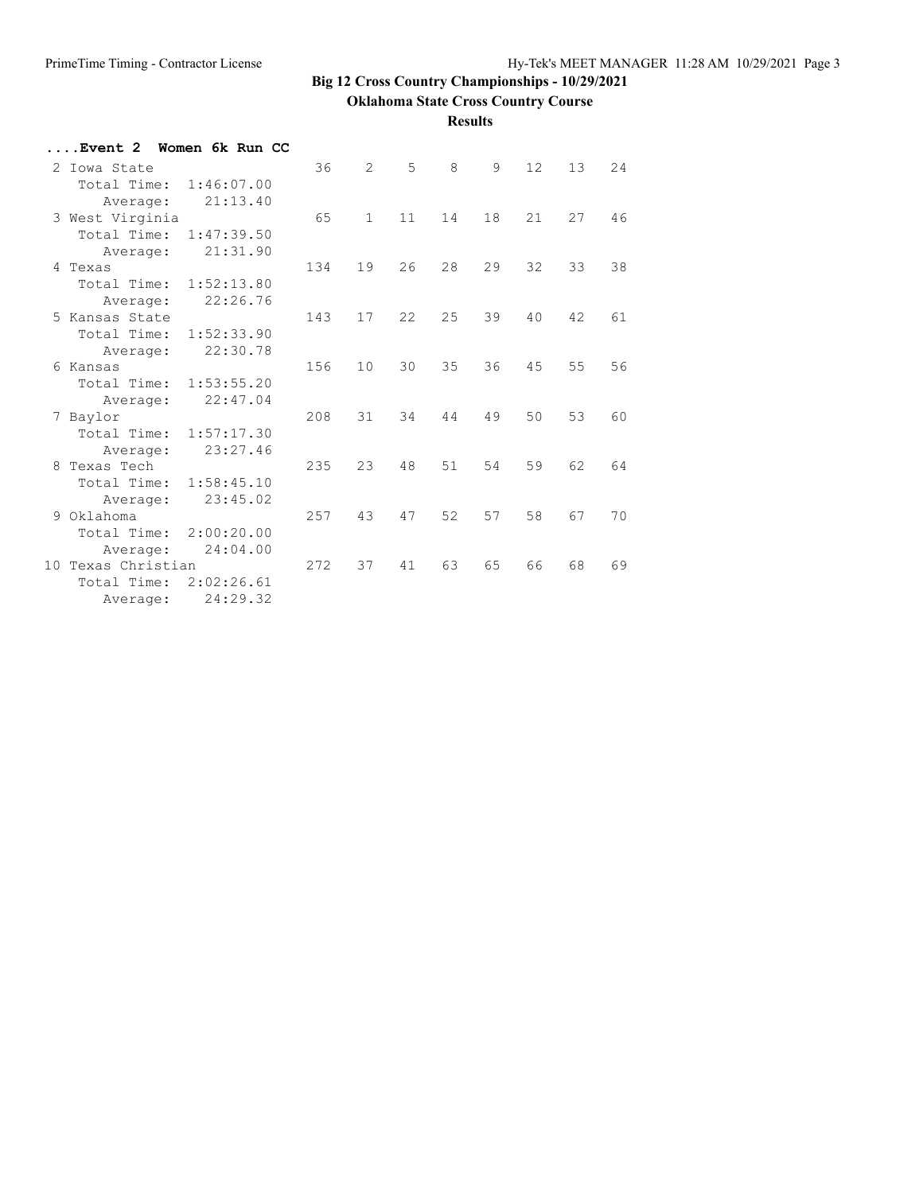**Big 12 Cross Country Championships - 10/29/2021**

**Oklahoma State Cross Country Course**

**Results**

**....Event 2 Women 6k Run CC**

| | | | | | | | | | |
|---|---|---|---|---|---|---|---|---|---|
| 2 Iowa State | | 36 | 2 | 5 | 8 | 9 | 12 | 13 | 24 |
| Total Time: | 1:46:07.00 | | | | | | | | |
| Average: | 21:13.40 | | | | | | | | |
| 3 West Virginia | | 65 | 1 | 11 | 14 | 18 | 21 | 27 | 46 |
| Total Time: | 1:47:39.50 | | | | | | | | |
| Average: | 21:31.90 | | | | | | | | |
| 4 Texas | | 134 | 19 | 26 | 28 | 29 | 32 | 33 | 38 |
| Total Time: | 1:52:13.80 | | | | | | | | |
| Average: | 22:26.76 | | | | | | | | |
| 5 Kansas State | | 143 | 17 | 22 | 25 | 39 | 40 | 42 | 61 |
| Total Time: | 1:52:33.90 | | | | | | | | |
| Average: | 22:30.78 | | | | | | | | |
| 6 Kansas | | 156 | 10 | 30 | 35 | 36 | 45 | 55 | 56 |
| Total Time: | 1:53:55.20 | | | | | | | | |
| Average: | 22:47.04 | | | | | | | | |
| 7 Baylor | | 208 | 31 | 34 | 44 | 49 | 50 | 53 | 60 |
| Total Time: | 1:57:17.30 | | | | | | | | |
| Average: | 23:27.46 | | | | | | | | |
| 8 Texas Tech | | 235 | 23 | 48 | 51 | 54 | 59 | 62 | 64 |
| Total Time: | 1:58:45.10 | | | | | | | | |
| Average: | 23:45.02 | | | | | | | | |
| 9 Oklahoma | | 257 | 43 | 47 | 52 | 57 | 58 | 67 | 70 |
| Total Time: | 2:00:20.00 | | | | | | | | |
| Average: | 24:04.00 | | | | | | | | |
| 10 Texas Christian | | 272 | 37 | 41 | 63 | 65 | 66 | 68 | 69 |
| Total Time: | 2:02:26.61 | | | | | | | | |
| Average: | 24:29.32 | | | | | | | | |